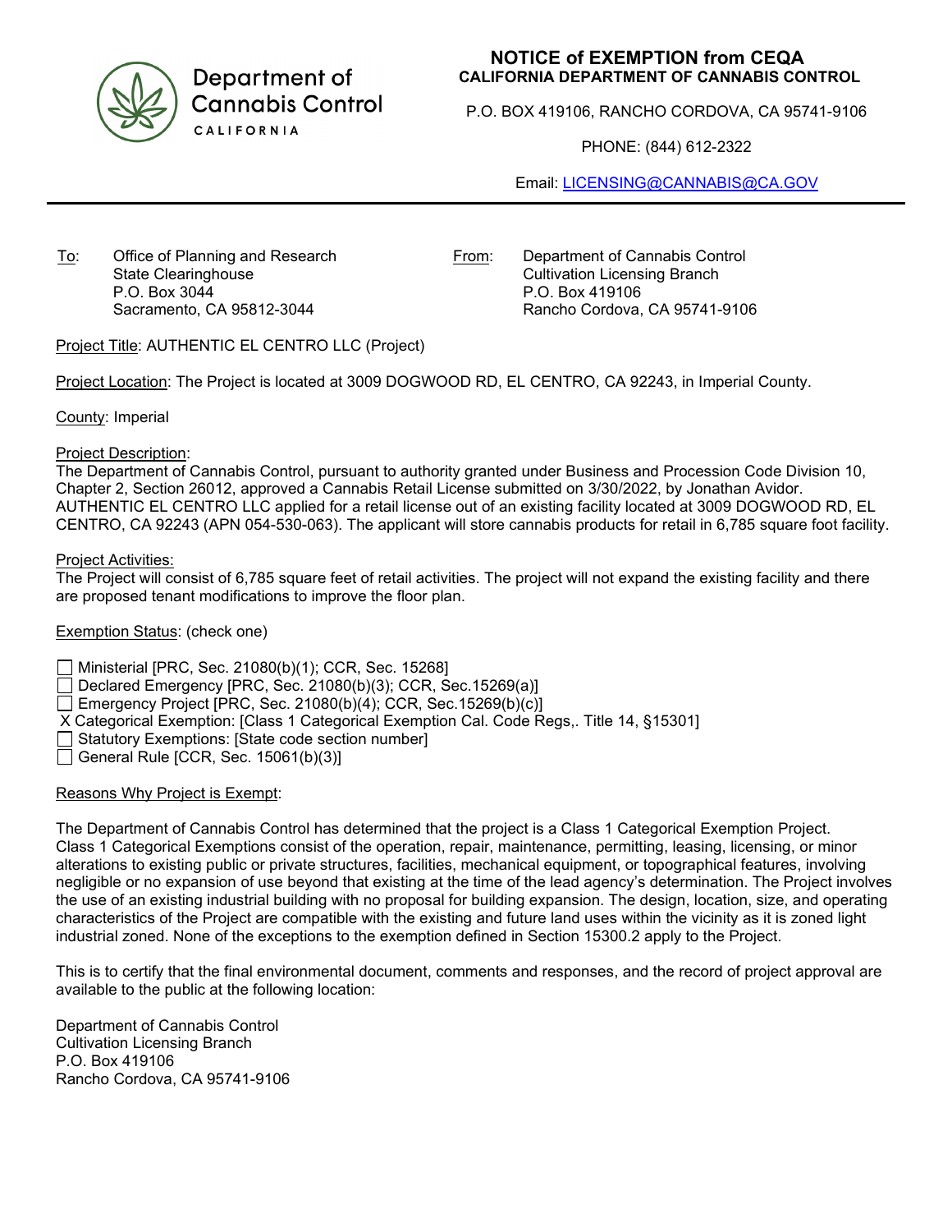Department of Cannabis Control
CALIFORNIA

# NOTICE of EXEMPTION from CEQA
## CALIFORNIA DEPARTMENT OF CANNABIS CONTROL

P.O. BOX 419106, RANCHO CORDOVA, CA 95741-9106

PHONE: (844) 612-2322

Email: LICENSING@CANNABIS@CA.GOV

---

To: Office of Planning and Research
State Clearinghouse
P.O. Box 3044
Sacramento, CA 95812-3044

From: Department of Cannabis Control
Cultivation Licensing Branch
P.O. Box 419106
Rancho Cordova, CA 95741-9106

Project Title: AUTHENTIC EL CENTRO LLC (Project)

Project Location: The Project is located at 3009 DOGWOOD RD, EL CENTRO, CA 92243, in Imperial County.

County: Imperial

Project Description:
The Department of Cannabis Control, pursuant to authority granted under Business and Procession Code Division 10, Chapter 2, Section 26012, approved a Cannabis Retail License submitted on 3/30/2022, by Jonathan Avidor. AUTHENTIC EL CENTRO LLC applied for a retail license out of an existing facility located at 3009 DOGWOOD RD, EL CENTRO, CA 92243 (APN 054-530-063). The applicant will store cannabis products for retail in 6,785 square foot facility.

Project Activities:
The Project will consist of 6,785 square feet of retail activities. The project will not expand the existing facility and there are proposed tenant modifications to improve the floor plan.

Exemption Status: (check one)

- ☐ Ministerial [PRC, Sec. 21080(b)(1); CCR, Sec. 15268]
- ☐ Declared Emergency [PRC, Sec. 21080(b)(3); CCR, Sec.15269(a)]
- ☐ Emergency Project [PRC, Sec. 21080(b)(4); CCR, Sec.15269(b)(c)]
- X Categorical Exemption: [Class 1 Categorical Exemption Cal. Code Regs,. Title 14, §15301]
- ☐ Statutory Exemptions: [State code section number]
- ☐ General Rule [CCR, Sec. 15061(b)(3)]

Reasons Why Project is Exempt:

The Department of Cannabis Control has determined that the project is a Class 1 Categorical Exemption Project. Class 1 Categorical Exemptions consist of the operation, repair, maintenance, permitting, leasing, licensing, or minor alterations to existing public or private structures, facilities, mechanical equipment, or topographical features, involving negligible or no expansion of use beyond that existing at the time of the lead agency's determination. The Project involves the use of an existing industrial building with no proposal for building expansion. The design, location, size, and operating characteristics of the Project are compatible with the existing and future land uses within the vicinity as it is zoned light industrial zoned. None of the exceptions to the exemption defined in Section 15300.2 apply to the Project.

This is to certify that the final environmental document, comments and responses, and the record of project approval are available to the public at the following location:

Department of Cannabis Control
Cultivation Licensing Branch
P.O. Box 419106
Rancho Cordova, CA 95741-9106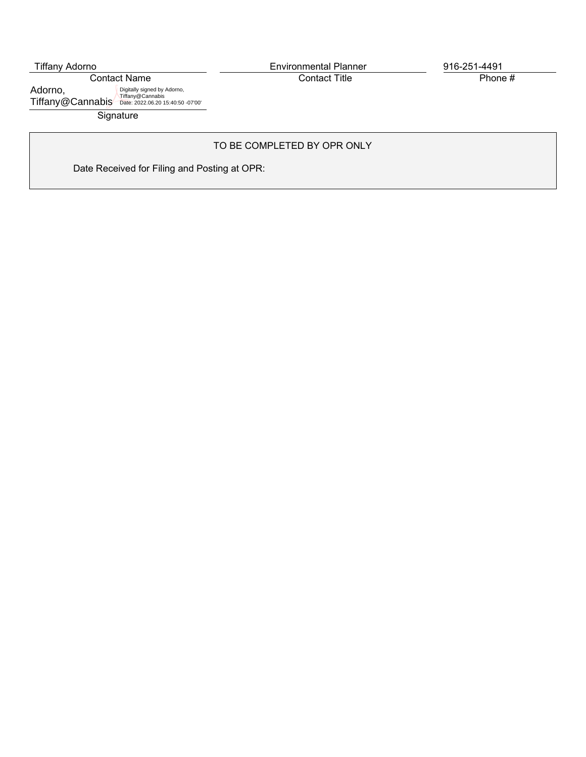| Tiffany Adorno | Environmental Planner | 916-251-4491 |
|---|---|---|
| Contact Name | Contact Title | Phone # |

Adorno, Tiffany@Cannabis — Digitally signed by Adorno, Tiffany@Cannabis Date: 2022.06.20 15:40:50 -07'00'

Signature

TO BE COMPLETED BY OPR ONLY

Date Received for Filing and Posting at OPR: